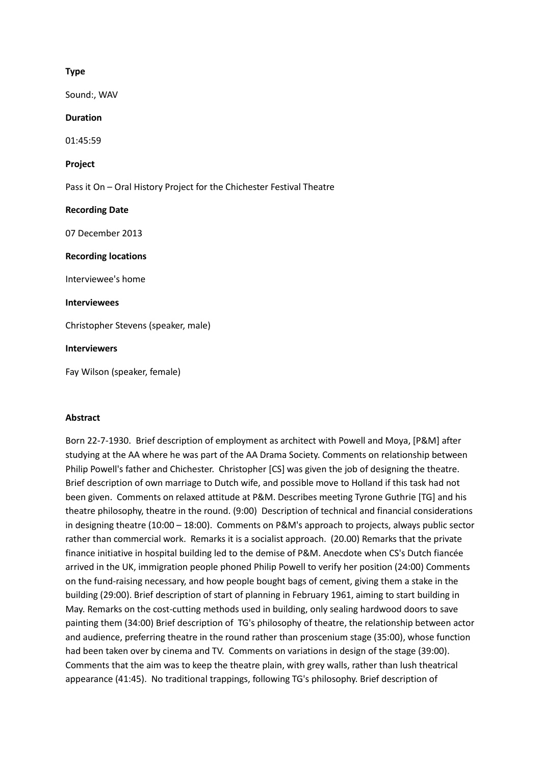**Type**

Sound:, WAV

**Duration**

01:45:59

**Project**

Pass it On – Oral History Project for the Chichester Festival Theatre

**Recording Date**

07 December 2013

**Recording locations**

Interviewee's home

**Interviewees**

Christopher Stevens (speaker, male)

**Interviewers**

Fay Wilson (speaker, female)

**Abstract**

Born 22-7-1930. Brief description of employment as architect with Powell and Moya, [P&M] after studying at the AA where he was part of the AA Drama Society. Comments on relationship between Philip Powell's father and Chichester. Christopher [CS] was given the job of designing the theatre. Brief description of own marriage to Dutch wife, and possible move to Holland if this task had not been given. Comments on relaxed attitude at P&M. Describes meeting Tyrone Guthrie [TG] and his theatre philosophy, theatre in the round. (9:00) Description of technical and financial considerations in designing theatre (10:00 – 18:00). Comments on P&M's approach to projects, always public sector rather than commercial work. Remarks it is a socialist approach. (20.00) Remarks that the private finance initiative in hospital building led to the demise of P&M. Anecdote when CS's Dutch fiancée arrived in the UK, immigration people phoned Philip Powell to verify her position (24:00) Comments on the fund-raising necessary, and how people bought bags of cement, giving them a stake in the building (29:00). Brief description of start of planning in February 1961, aiming to start building in May. Remarks on the cost-cutting methods used in building, only sealing hardwood doors to save painting them (34:00) Brief description of TG's philosophy of theatre, the relationship between actor and audience, preferring theatre in the round rather than proscenium stage (35:00), whose function had been taken over by cinema and TV. Comments on variations in design of the stage (39:00). Comments that the aim was to keep the theatre plain, with grey walls, rather than lush theatrical appearance (41:45). No traditional trappings, following TG's philosophy. Brief description of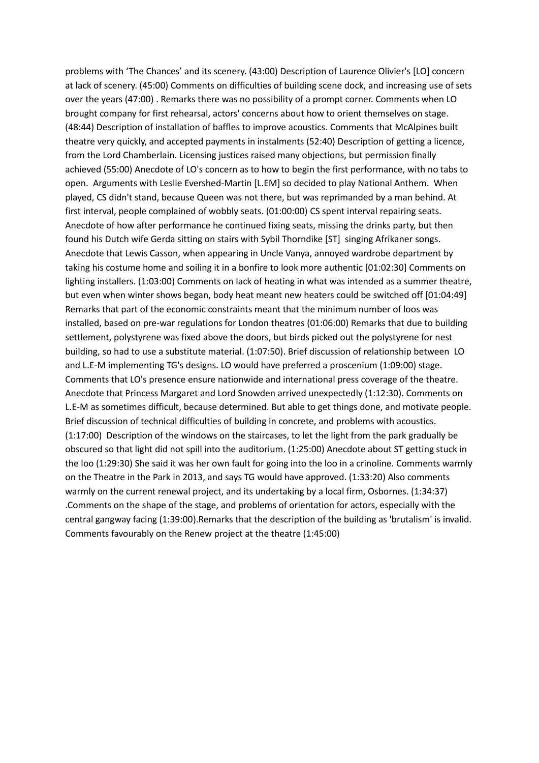problems with 'The Chances' and its scenery. (43:00) Description of Laurence Olivier's [LO] concern at lack of scenery. (45:00) Comments on difficulties of building scene dock, and increasing use of sets over the years (47:00) . Remarks there was no possibility of a prompt corner. Comments when LO brought company for first rehearsal, actors' concerns about how to orient themselves on stage. (48:44) Description of installation of baffles to improve acoustics. Comments that McAlpines built theatre very quickly, and accepted payments in instalments (52:40) Description of getting a licence, from the Lord Chamberlain. Licensing justices raised many objections, but permission finally achieved (55:00) Anecdote of LO's concern as to how to begin the first performance, with no tabs to open. Arguments with Leslie Evershed-Martin [L.EM] so decided to play National Anthem. When played, CS didn't stand, because Queen was not there, but was reprimanded by a man behind. At first interval, people complained of wobbly seats. (01:00:00) CS spent interval repairing seats. Anecdote of how after performance he continued fixing seats, missing the drinks party, but then found his Dutch wife Gerda sitting on stairs with Sybil Thorndike [ST] singing Afrikaner songs. Anecdote that Lewis Casson, when appearing in Uncle Vanya, annoyed wardrobe department by taking his costume home and soiling it in a bonfire to look more authentic [01:02:30] Comments on lighting installers. (1:03:00) Comments on lack of heating in what was intended as a summer theatre, but even when winter shows began, body heat meant new heaters could be switched off [01:04:49] Remarks that part of the economic constraints meant that the minimum number of loos was installed, based on pre-war regulations for London theatres (01:06:00) Remarks that due to building settlement, polystyrene was fixed above the doors, but birds picked out the polystyrene for nest building, so had to use a substitute material. (1:07:50). Brief discussion of relationship between LO and L.E-M implementing TG's designs. LO would have preferred a proscenium (1:09:00) stage. Comments that LO's presence ensure nationwide and international press coverage of the theatre. Anecdote that Princess Margaret and Lord Snowden arrived unexpectedly (1:12:30). Comments on L.E-M as sometimes difficult, because determined. But able to get things done, and motivate people. Brief discussion of technical difficulties of building in concrete, and problems with acoustics. (1:17:00) Description of the windows on the staircases, to let the light from the park gradually be obscured so that light did not spill into the auditorium. (1:25:00) Anecdote about ST getting stuck in the loo (1:29:30) She said it was her own fault for going into the loo in a crinoline. Comments warmly on the Theatre in the Park in 2013, and says TG would have approved. (1:33:20) Also comments warmly on the current renewal project, and its undertaking by a local firm, Osbornes. (1:34:37) .Comments on the shape of the stage, and problems of orientation for actors, especially with the central gangway facing (1:39:00).Remarks that the description of the building as 'brutalism' is invalid. Comments favourably on the Renew project at the theatre (1:45:00)